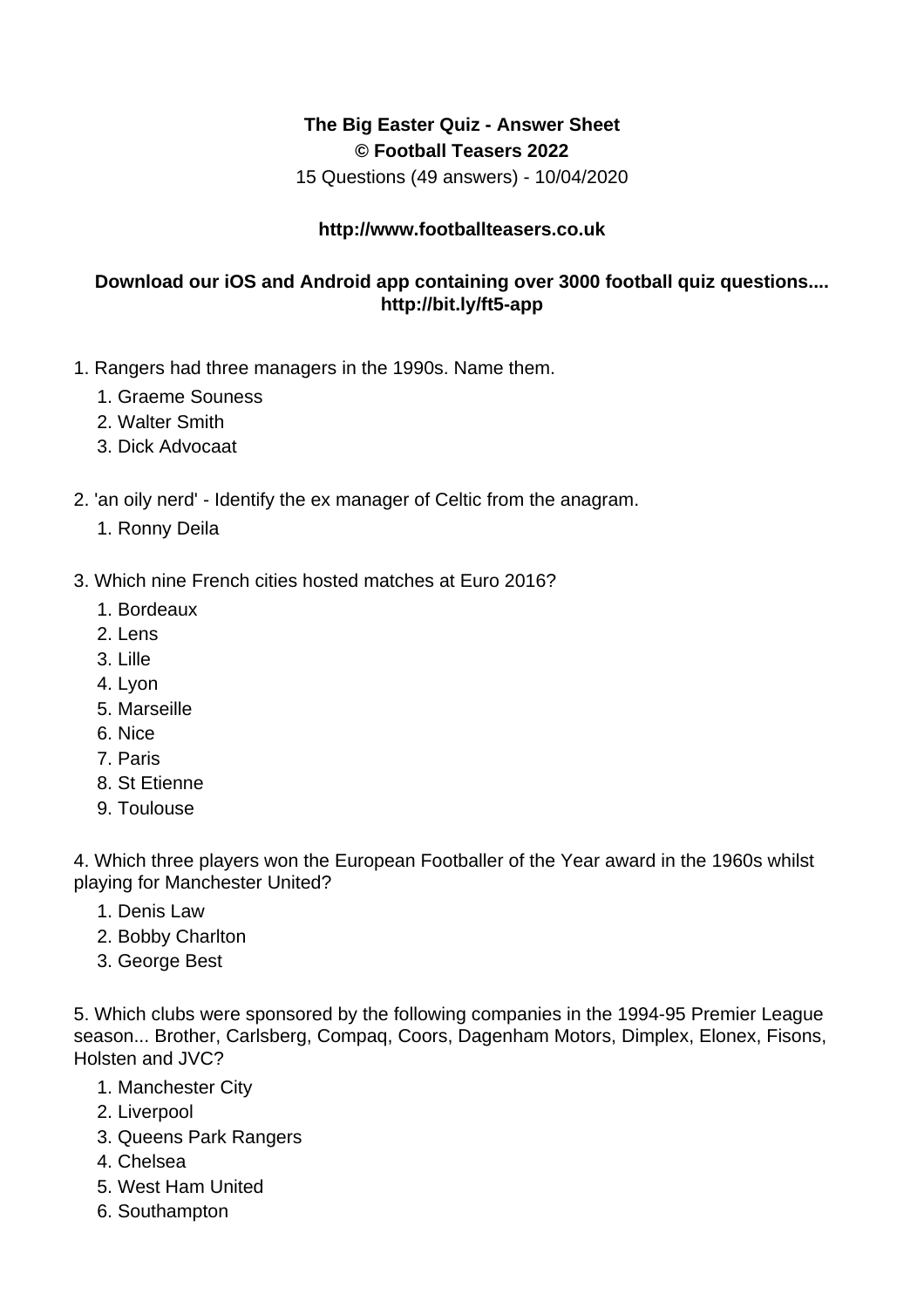**The Big Easter Quiz - Answer Sheet**
**© Football Teasers 2022**

15 Questions (49 answers) - 10/04/2020

**http://www.footballteasers.co.uk**

**Download our iOS and Android app containing over 3000 football quiz questions.... http://bit.ly/ft5-app**

1. Rangers had three managers in the 1990s. Name them.
    1. Graeme Souness
    2. Walter Smith
    3. Dick Advocaat

2. 'an oily nerd' - Identify the ex manager of Celtic from the anagram.
    1. Ronny Deila

3. Which nine French cities hosted matches at Euro 2016?
    1. Bordeaux
    2. Lens
    3. Lille
    4. Lyon
    5. Marseille
    6. Nice
    7. Paris
    8. St Etienne
    9. Toulouse

4. Which three players won the European Footballer of the Year award in the 1960s whilst playing for Manchester United?
    1. Denis Law
    2. Bobby Charlton
    3. George Best

5. Which clubs were sponsored by the following companies in the 1994-95 Premier League season... Brother, Carlsberg, Compaq, Coors, Dagenham Motors, Dimplex, Elonex, Fisons, Holsten and JVC?
    1. Manchester City
    2. Liverpool
    3. Queens Park Rangers
    4. Chelsea
    5. West Ham United
    6. Southampton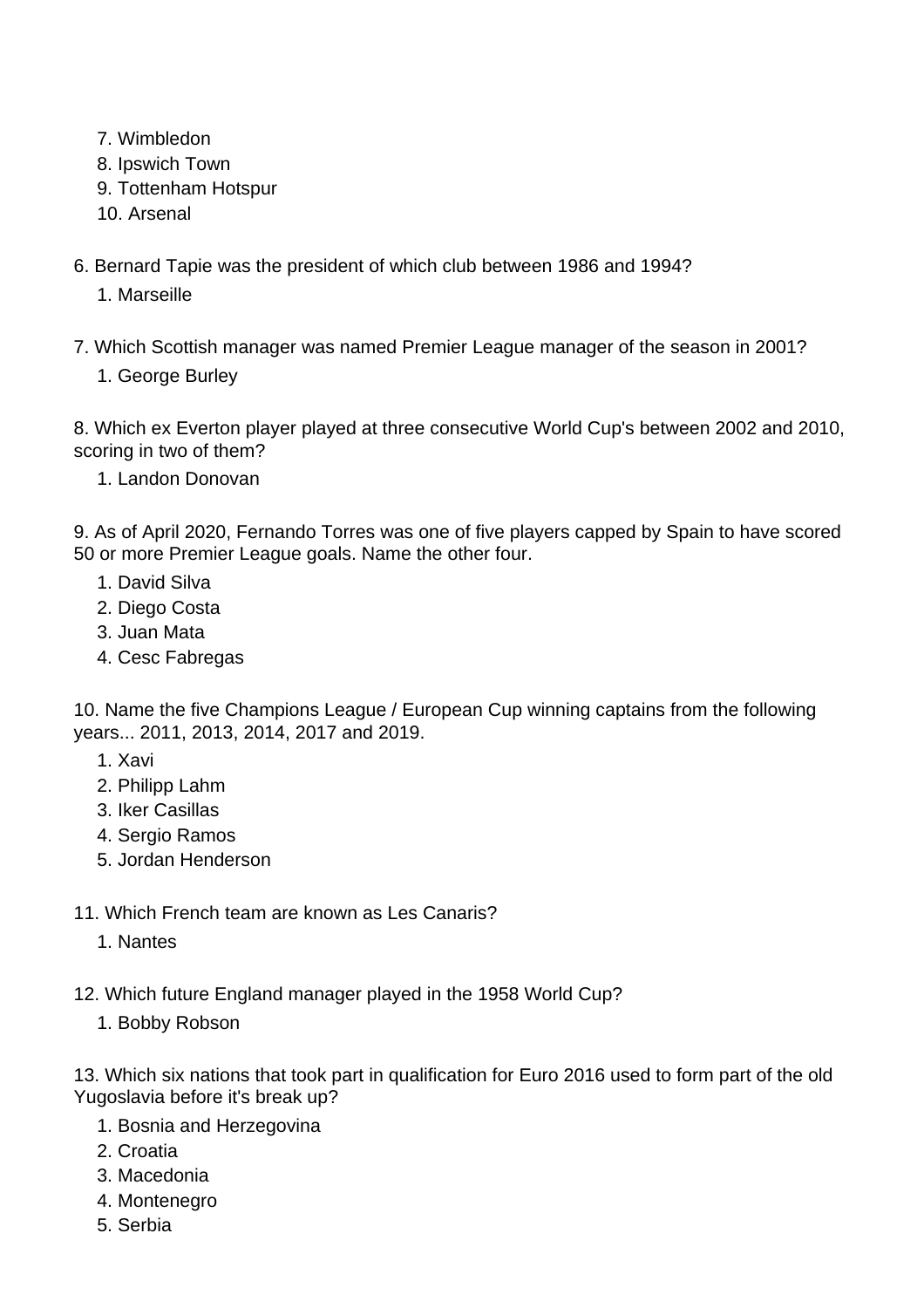7. Wimbledon
8. Ipswich Town
9. Tottenham Hotspur
10. Arsenal

6. Bernard Tapie was the president of which club between 1986 and 1994?

1. Marseille

7. Which Scottish manager was named Premier League manager of the season in 2001?

1. George Burley

8. Which ex Everton player played at three consecutive World Cup's between 2002 and 2010, scoring in two of them?

1. Landon Donovan

9. As of April 2020, Fernando Torres was one of five players capped by Spain to have scored 50 or more Premier League goals. Name the other four.

1. David Silva
2. Diego Costa
3. Juan Mata
4. Cesc Fabregas

10. Name the five Champions League / European Cup winning captains from the following years... 2011, 2013, 2014, 2017 and 2019.

1. Xavi
2. Philipp Lahm
3. Iker Casillas
4. Sergio Ramos
5. Jordan Henderson

11. Which French team are known as Les Canaris?

1. Nantes

12. Which future England manager played in the 1958 World Cup?

1. Bobby Robson

13. Which six nations that took part in qualification for Euro 2016 used to form part of the old Yugoslavia before it's break up?

1. Bosnia and Herzegovina
2. Croatia
3. Macedonia
4. Montenegro
5. Serbia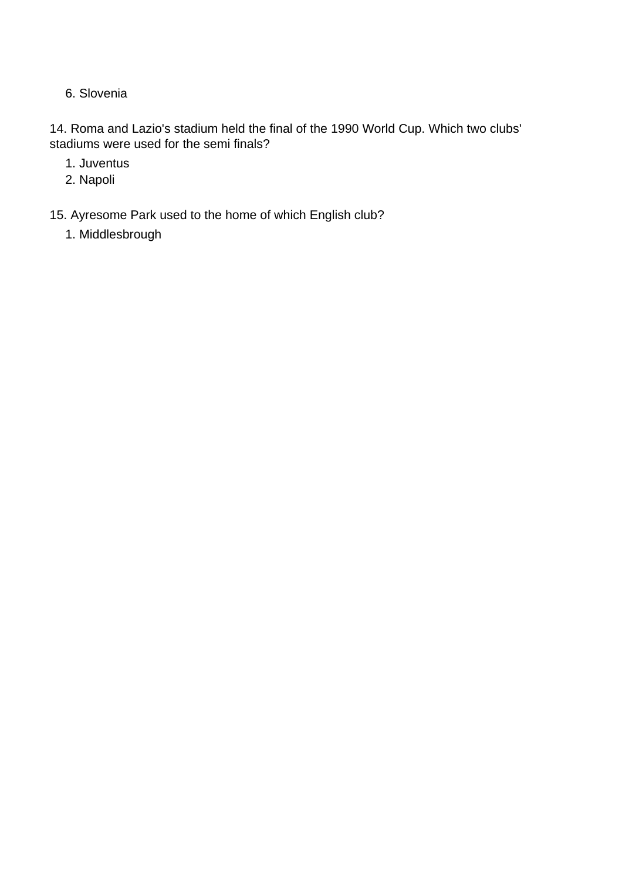6. Slovenia

14. Roma and Lazio's stadium held the final of the 1990 World Cup. Which two clubs' stadiums were used for the semi finals?

1. Juventus
2. Napoli

15. Ayresome Park used to the home of which English club?

1. Middlesbrough